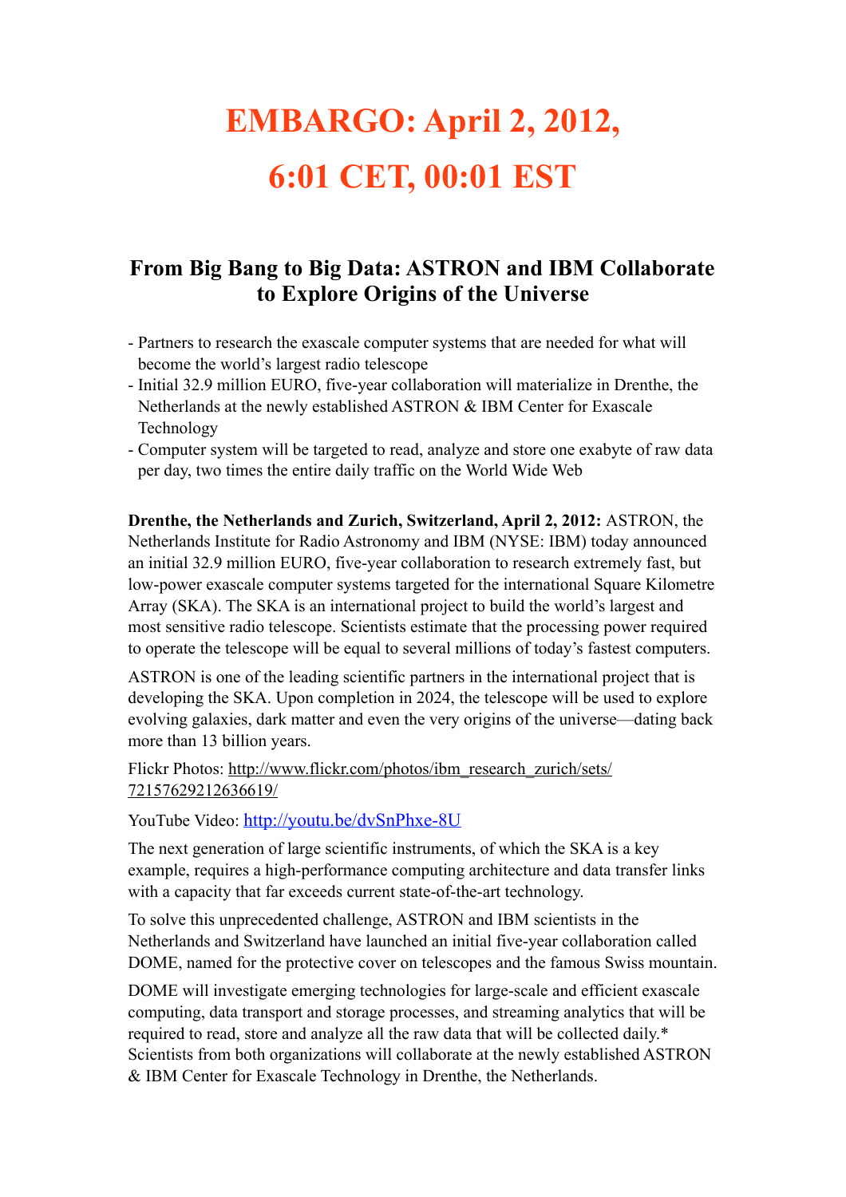# EMBARGO: April 2, 2012, 6:01 CET, 00:01 EST

## From Big Bang to Big Data: ASTRON and IBM Collaborate to Explore Origins of the Universe

- Partners to research the exascale computer systems that are needed for what will become the world's largest radio telescope
- Initial 32.9 million EURO, five-year collaboration will materialize in Drenthe, the Netherlands at the newly established ASTRON & IBM Center for Exascale Technology
- Computer system will be targeted to read, analyze and store one exabyte of raw data per day, two times the entire daily traffic on the World Wide Web

**Drenthe, the Netherlands and Zurich, Switzerland, April 2, 2012:** ASTRON, the Netherlands Institute for Radio Astronomy and IBM (NYSE: IBM) today announced an initial 32.9 million EURO, five-year collaboration to research extremely fast, but low-power exascale computer systems targeted for the international Square Kilometre Array (SKA). The SKA is an international project to build the world's largest and most sensitive radio telescope. Scientists estimate that the processing power required to operate the telescope will be equal to several millions of today's fastest computers.

ASTRON is one of the leading scientific partners in the international project that is developing the SKA. Upon completion in 2024, the telescope will be used to explore evolving galaxies, dark matter and even the very origins of the universe—dating back more than 13 billion years.

Flickr Photos: http://www.flickr.com/photos/ibm_research_zurich/sets/72157629212636619/

YouTube Video: http://youtu.be/dvSnPhxe-8U

The next generation of large scientific instruments, of which the SKA is a key example, requires a high-performance computing architecture and data transfer links with a capacity that far exceeds current state-of-the-art technology.

To solve this unprecedented challenge, ASTRON and IBM scientists in the Netherlands and Switzerland have launched an initial five-year collaboration called DOME, named for the protective cover on telescopes and the famous Swiss mountain.

DOME will investigate emerging technologies for large-scale and efficient exascale computing, data transport and storage processes, and streaming analytics that will be required to read, store and analyze all the raw data that will be collected daily.* Scientists from both organizations will collaborate at the newly established ASTRON & IBM Center for Exascale Technology in Drenthe, the Netherlands.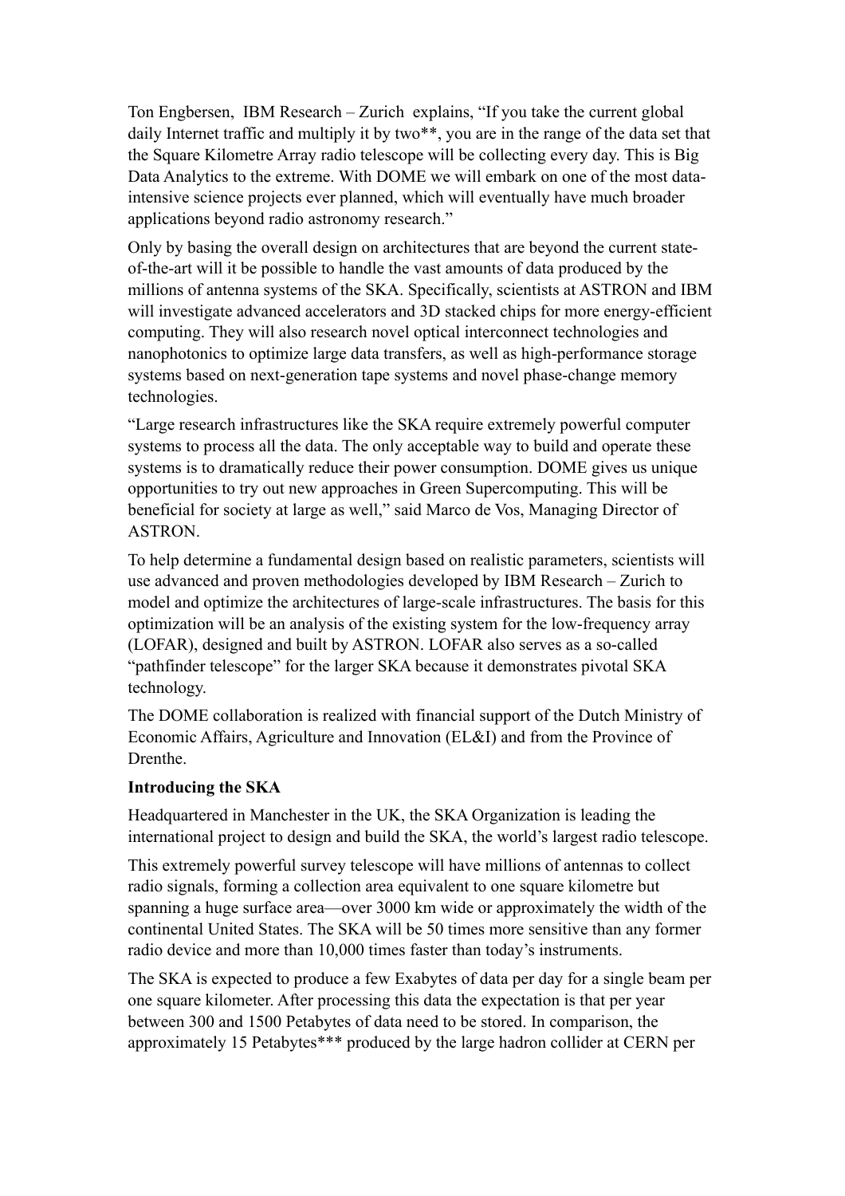Ton Engbersen, IBM Research – Zurich explains, "If you take the current global daily Internet traffic and multiply it by two**, you are in the range of the data set that the Square Kilometre Array radio telescope will be collecting every day. This is Big Data Analytics to the extreme. With DOME we will embark on one of the most data-intensive science projects ever planned, which will eventually have much broader applications beyond radio astronomy research."

Only by basing the overall design on architectures that are beyond the current state-of-the-art will it be possible to handle the vast amounts of data produced by the millions of antenna systems of the SKA. Specifically, scientists at ASTRON and IBM will investigate advanced accelerators and 3D stacked chips for more energy-efficient computing. They will also research novel optical interconnect technologies and nanophotonics to optimize large data transfers, as well as high-performance storage systems based on next-generation tape systems and novel phase-change memory technologies.

"Large research infrastructures like the SKA require extremely powerful computer systems to process all the data. The only acceptable way to build and operate these systems is to dramatically reduce their power consumption. DOME gives us unique opportunities to try out new approaches in Green Supercomputing. This will be beneficial for society at large as well," said Marco de Vos, Managing Director of ASTRON.

To help determine a fundamental design based on realistic parameters, scientists will use advanced and proven methodologies developed by IBM Research – Zurich to model and optimize the architectures of large-scale infrastructures. The basis for this optimization will be an analysis of the existing system for the low-frequency array (LOFAR), designed and built by ASTRON. LOFAR also serves as a so-called "pathfinder telescope" for the larger SKA because it demonstrates pivotal SKA technology.

The DOME collaboration is realized with financial support of the Dutch Ministry of Economic Affairs, Agriculture and Innovation (EL&I) and from the Province of Drenthe.

**Introducing the SKA**

Headquartered in Manchester in the UK, the SKA Organization is leading the international project to design and build the SKA, the world's largest radio telescope.

This extremely powerful survey telescope will have millions of antennas to collect radio signals, forming a collection area equivalent to one square kilometre but spanning a huge surface area—over 3000 km wide or approximately the width of the continental United States. The SKA will be 50 times more sensitive than any former radio device and more than 10,000 times faster than today's instruments.

The SKA is expected to produce a few Exabytes of data per day for a single beam per one square kilometer. After processing this data the expectation is that per year between 300 and 1500 Petabytes of data need to be stored. In comparison, the approximately 15 Petabytes*** produced by the large hadron collider at CERN per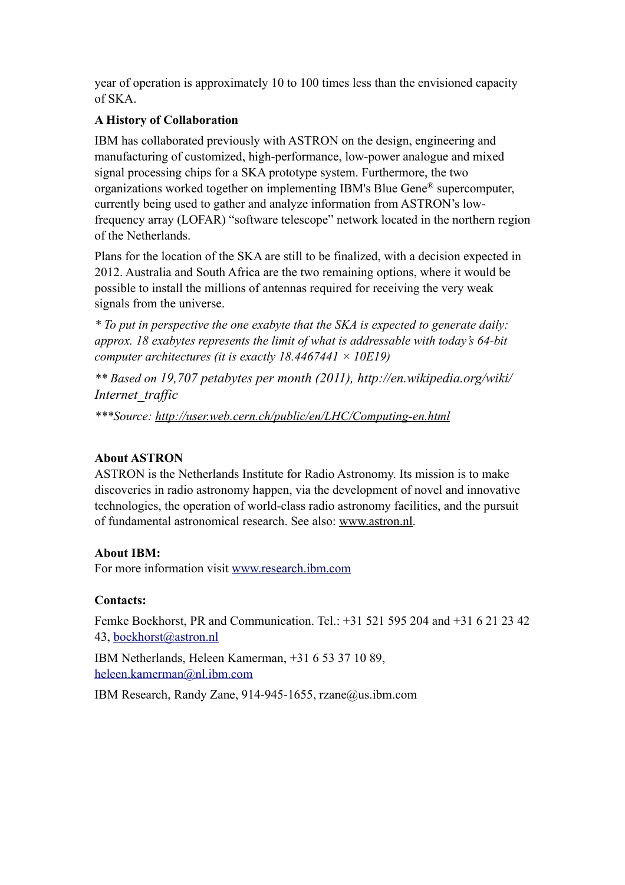year of operation is approximately 10 to 100 times less than the envisioned capacity of SKA.

**A History of Collaboration**

IBM has collaborated previously with ASTRON on the design, engineering and manufacturing of customized, high-performance, low-power analogue and mixed signal processing chips for a SKA prototype system. Furthermore, the two organizations worked together on implementing IBM's Blue Gene® supercomputer, currently being used to gather and analyze information from ASTRON's low-frequency array (LOFAR) "software telescope" network located in the northern region of the Netherlands.

Plans for the location of the SKA are still to be finalized, with a decision expected in 2012. Australia and South Africa are the two remaining options, where it would be possible to install the millions of antennas required for receiving the very weak signals from the universe.

*\* To put in perspective the one exabyte that the SKA is expected to generate daily: approx. 18 exabytes represents the limit of what is addressable with today's 64-bit computer architectures (it is exactly 18.4467441 × 10E19)*

*\*\* Based on 19,707 petabytes per month (2011), http://en.wikipedia.org/wiki/Internet_traffic*

*\*\*\*Source: http://user.web.cern.ch/public/en/LHC/Computing-en.html*

**About ASTRON**

ASTRON is the Netherlands Institute for Radio Astronomy. Its mission is to make discoveries in radio astronomy happen, via the development of novel and innovative technologies, the operation of world-class radio astronomy facilities, and the pursuit of fundamental astronomical research. See also: www.astron.nl.

**About IBM:**

For more information visit www.research.ibm.com

**Contacts:**

Femke Boekhorst, PR and Communication. Tel.: +31 521 595 204 and +31 6 21 23 42 43, boekhorst@astron.nl

IBM Netherlands, Heleen Kamerman, +31 6 53 37 10 89, heleen.kamerman@nl.ibm.com

IBM Research, Randy Zane, 914-945-1655, rzane@us.ibm.com